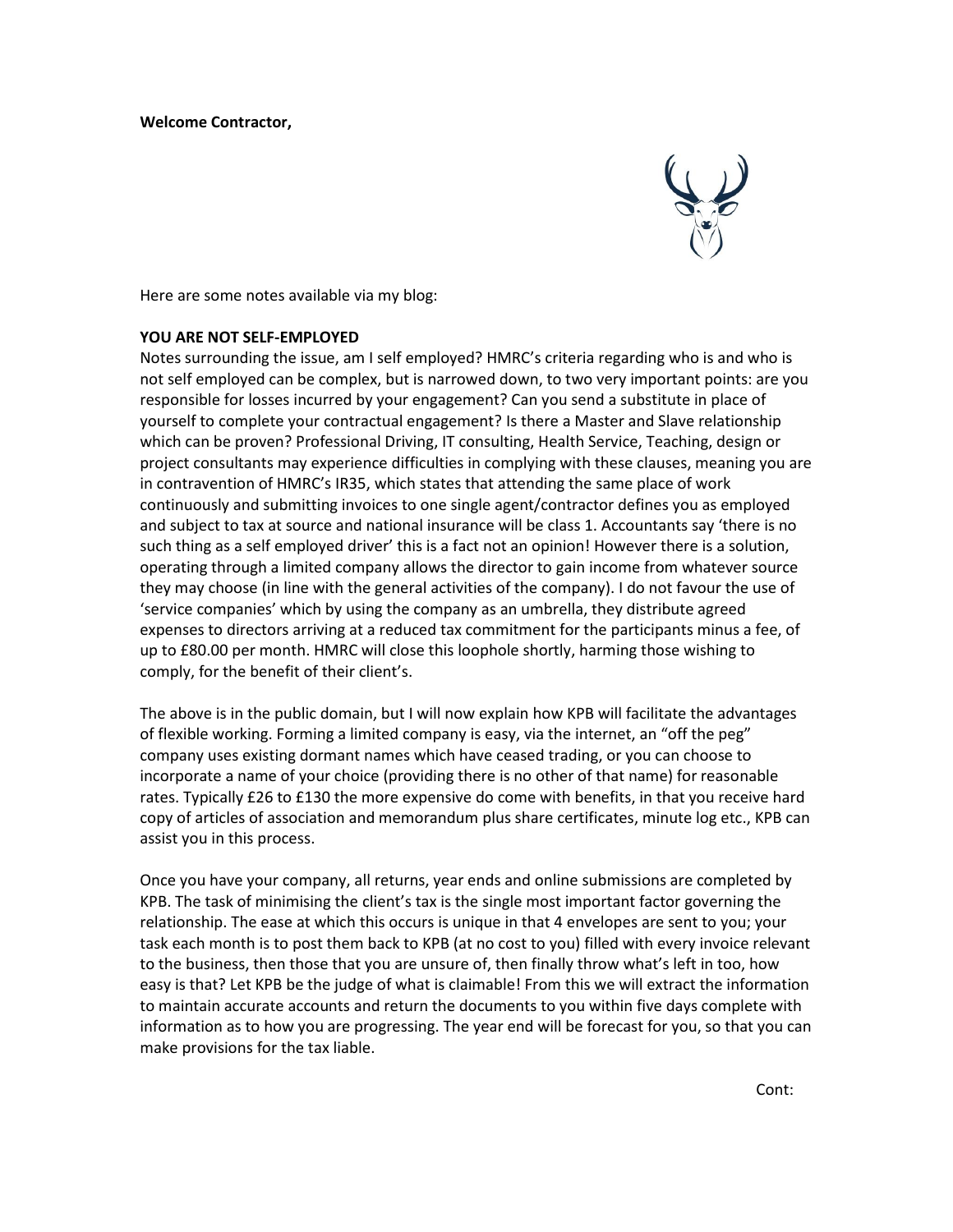**Welcome Contractor,**

Here are some notes available via my blog:

**YOU ARE NOT SELF-EMPLOYED**

Notes surrounding the issue, am I self employed? HMRC's criteria regarding who is and who is not self employed can be complex, but is narrowed down, to two very important points: are you responsible for losses incurred by your engagement? Can you send a substitute in place of yourself to complete your contractual engagement? Is there a Master and Slave relationship which can be proven? Professional Driving, IT consulting, Health Service, Teaching, design or project consultants may experience difficulties in complying with these clauses, meaning you are in contravention of HMRC's IR35, which states that attending the same place of work continuously and submitting invoices to one single agent/contractor defines you as employed and subject to tax at source and national insurance will be class 1. Accountants say 'there is no such thing as a self employed driver' this is a fact not an opinion! However there is a solution, operating through a limited company allows the director to gain income from whatever source they may choose (in line with the general activities of the company). I do not favour the use of 'service companies' which by using the company as an umbrella, they distribute agreed expenses to directors arriving at a reduced tax commitment for the participants minus a fee, of up to £80.00 per month. HMRC will close this loophole shortly, harming those wishing to comply, for the benefit of their client's.

The above is in the public domain, but I will now explain how KPB will facilitate the advantages of flexible working. Forming a limited company is easy, via the internet, an "off the peg" company uses existing dormant names which have ceased trading, or you can choose to incorporate a name of your choice (providing there is no other of that name) for reasonable rates. Typically £26 to £130 the more expensive do come with benefits, in that you receive hard copy of articles of association and memorandum plus share certificates, minute log etc., KPB can assist you in this process.

Once you have your company, all returns, year ends and online submissions are completed by KPB. The task of minimising the client's tax is the single most important factor governing the relationship. The ease at which this occurs is unique in that 4 envelopes are sent to you; your task each month is to post them back to KPB (at no cost to you) filled with every invoice relevant to the business, then those that you are unsure of, then finally throw what's left in too, how easy is that? Let KPB be the judge of what is claimable! From this we will extract the information to maintain accurate accounts and return the documents to you within five days complete with information as to how you are progressing. The year end will be forecast for you, so that you can make provisions for the tax liable.

Cont: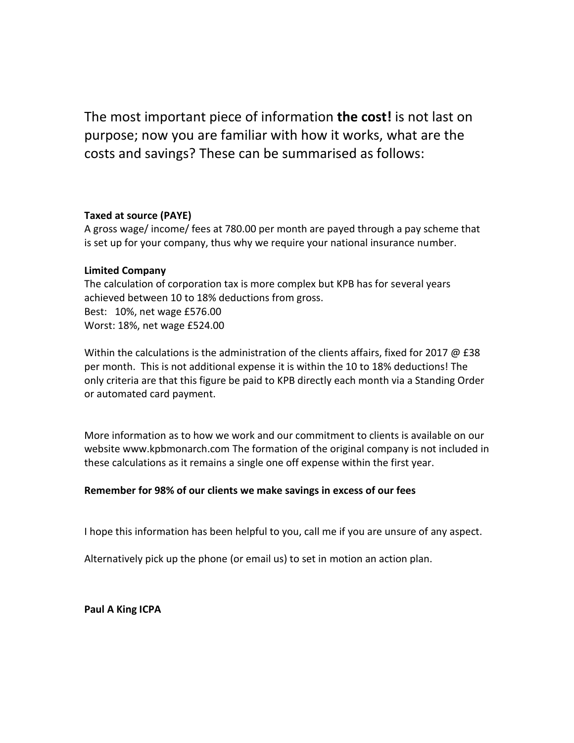The most important piece of information **the cost!** is not last on purpose; now you are familiar with how it works, what are the costs and savings? These can be summarised as follows:

**Taxed at source (PAYE)**
A gross wage/ income/ fees at 780.00 per month are payed through a pay scheme that is set up for your company, thus why we require your national insurance number.

**Limited Company**
The calculation of corporation tax is more complex but KPB has for several years achieved between 10 to 18% deductions from gross.
Best: 10%, net wage £576.00
Worst: 18%, net wage £524.00

Within the calculations is the administration of the clients affairs, fixed for 2017 @ £38 per month. This is not additional expense it is within the 10 to 18% deductions! The only criteria are that this figure be paid to KPB directly each month via a Standing Order or automated card payment.

More information as to how we work and our commitment to clients is available on our website www.kpbmonarch.com The formation of the original company is not included in these calculations as it remains a single one off expense within the first year.

**Remember for 98% of our clients we make savings in excess of our fees**

I hope this information has been helpful to you, call me if you are unsure of any aspect.

Alternatively pick up the phone (or email us) to set in motion an action plan.

**Paul A King ICPA**